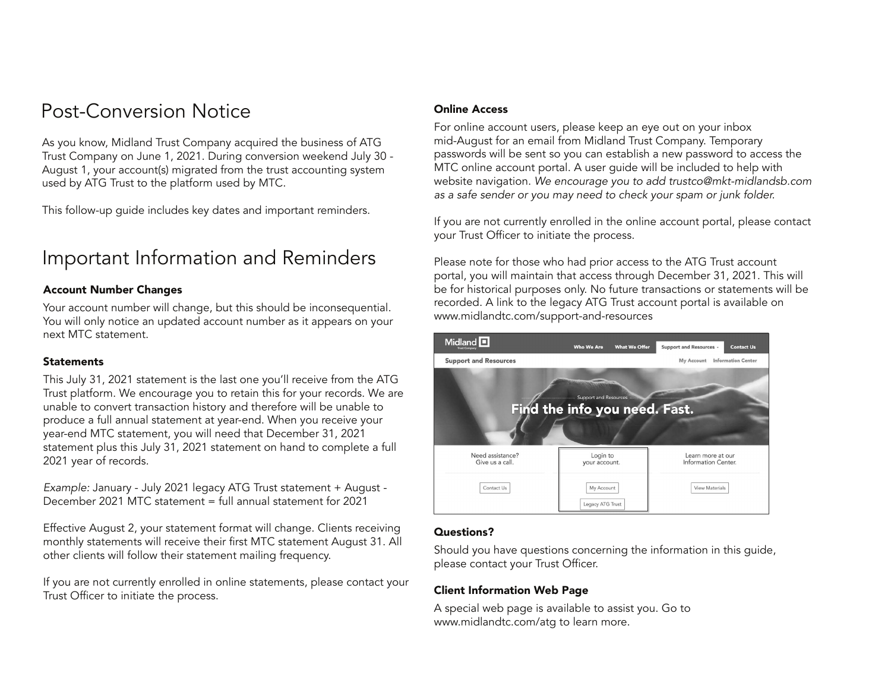# Post-Conversion Notice

As you know, Midland Trust Company acquired the business of ATG Trust Company on June 1, 2021. During conversion weekend July 30 - August 1, your account(s) migrated from the trust accounting system used by ATG Trust to the platform used by MTC.

This follow-up guide includes key dates and important reminders.

# Important Information and Reminders

### Account Number Changes

Your account number will change, but this should be inconsequential. You will only notice an updated account number as it appears on your next MTC statement.

### Statements

This July 31, 2021 statement is the last one you'll receive from the ATG Trust platform. We encourage you to retain this for your records. We are unable to convert transaction history and therefore will be unable to produce a full annual statement at year-end. When you receive your year-end MTC statement, you will need that December 31, 2021 statement plus this July 31, 2021 statement on hand to complete a full 2021 year of records.

*Example:* January - July 2021 legacy ATG Trust statement + August - December 2021 MTC statement = full annual statement for 2021

Effective August 2, your statement format will change. Clients receiving monthly statements will receive their first MTC statement August 31. All other clients will follow their statement mailing frequency.

If you are not currently enrolled in online statements, please contact your Trust Officer to initiate the process.

### Online Access

For online account users, please keep an eye out on your inbox mid-August for an email from Midland Trust Company. Temporary passwords will be sent so you can establish a new password to access the MTC online account portal. A user guide will be included to help with website navigation. *We encourage you to add trustco@mkt-midlandsb.com as a safe sender or you may need to check your spam or junk folder.*

If you are not currently enrolled in the online account portal, please contact your Trust Officer to initiate the process.

Please note for those who had prior access to the ATG Trust account portal, you will maintain that access through December 31, 2021. This will be for historical purposes only. No future transactions or statements will be recorded. A link to the legacy ATG Trust account portal is available on www.midlandtc.com/support-and-resources

### Questions?

Should you have questions concerning the information in this guide, please contact your Trust Officer.

### Client Information Web Page

A special web page is available to assist you. Go to www.midlandtc.com/atg to learn more.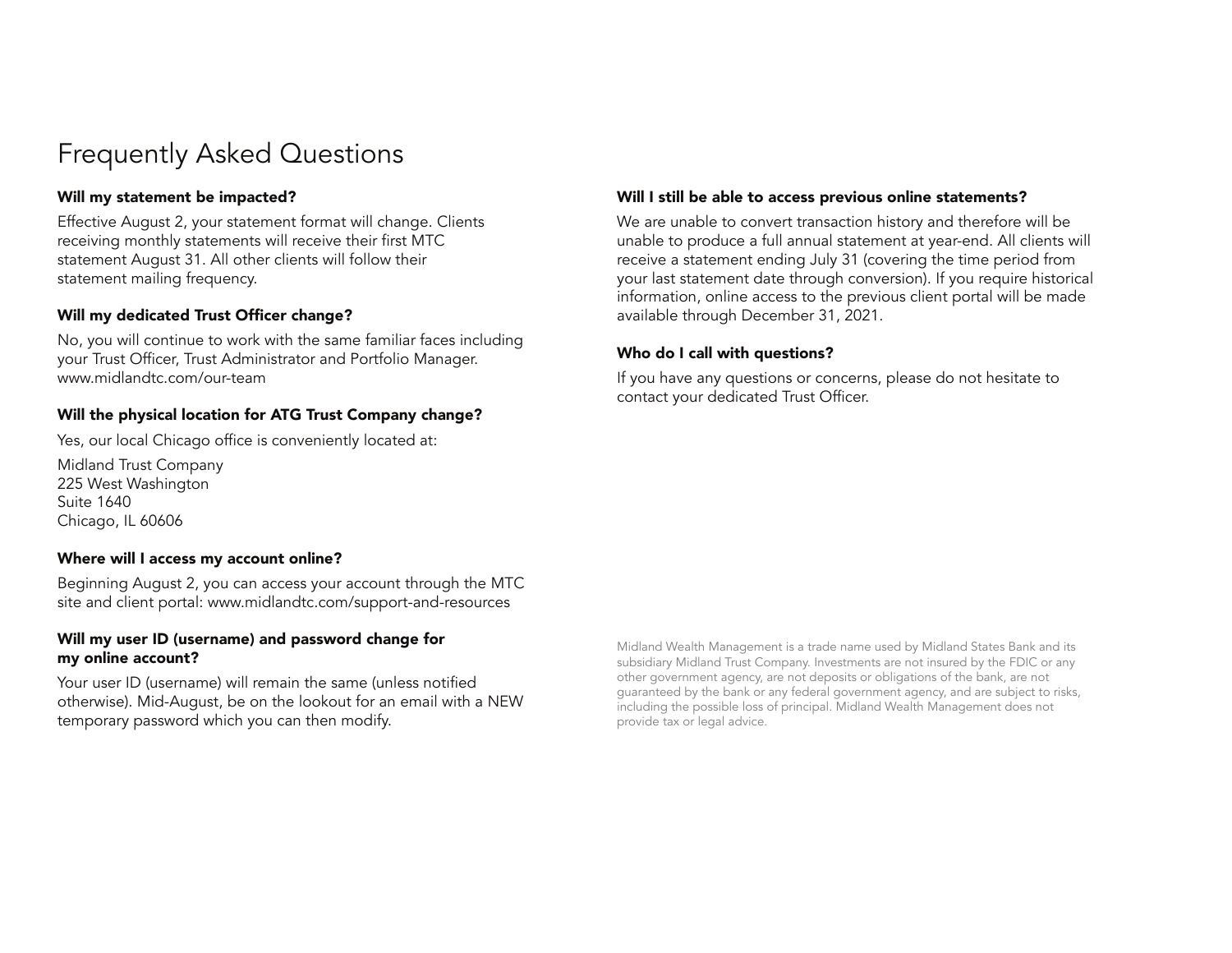# Frequently Asked Questions

### Will my statement be impacted?

Effective August 2, your statement format will change. Clients receiving monthly statements will receive their first MTC statement August 31. All other clients will follow their statement mailing frequency.

### Will my dedicated Trust Officer change?

No, you will continue to work with the same familiar faces including your Trust Officer, Trust Administrator and Portfolio Manager. www.midlandtc.com/our-team

### Will the physical location for ATG Trust Company change?

Yes, our local Chicago office is conveniently located at:

Midland Trust Company
225 West Washington
Suite 1640
Chicago, IL 60606

### Where will I access my account online?

Beginning August 2, you can access your account through the MTC site and client portal: www.midlandtc.com/support-and-resources

### Will my user ID (username) and password change for my online account?

Your user ID (username) will remain the same (unless notified otherwise). Mid-August, be on the lookout for an email with a NEW temporary password which you can then modify.

### Will I still be able to access previous online statements?

We are unable to convert transaction history and therefore will be unable to produce a full annual statement at year-end. All clients will receive a statement ending July 31 (covering the time period from your last statement date through conversion). If you require historical information, online access to the previous client portal will be made available through December 31, 2021.

### Who do I call with questions?

If you have any questions or concerns, please do not hesitate to contact your dedicated Trust Officer.

Midland Wealth Management is a trade name used by Midland States Bank and its subsidiary Midland Trust Company. Investments are not insured by the FDIC or any other government agency, are not deposits or obligations of the bank, are not guaranteed by the bank or any federal government agency, and are subject to risks, including the possible loss of principal. Midland Wealth Management does not provide tax or legal advice.